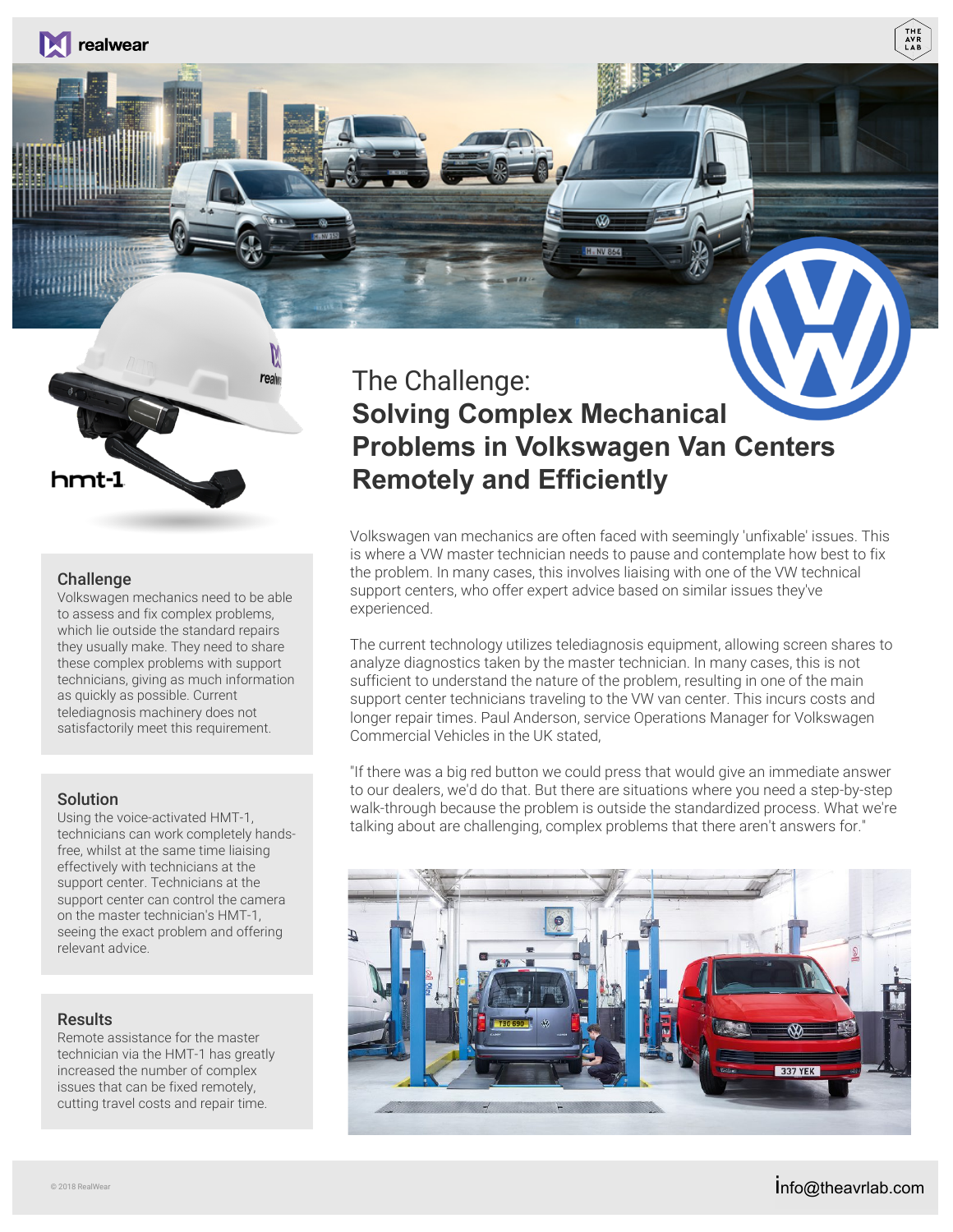# The Challenge:
## **Solving Complex Mechanical Problems in Volkswagen Van Centers Remotely and Efficiently**

Volkswagen van mechanics are often faced with seemingly 'unfixable' issues. This is where a VW master technician needs to pause and contemplate how best to fix the problem. In many cases, this involves liaising with one of the VW technical support centers, who offer expert advice based on similar issues they've experienced.

The current technology utilizes telediagnosis equipment, allowing screen shares to analyze diagnostics taken by the master technician. In many cases, this is not sufficient to understand the nature of the problem, resulting in one of the main support center technicians traveling to the VW van center. This incurs costs and longer repair times. Paul Anderson, service Operations Manager for Volkswagen Commercial Vehicles in the UK stated,

"If there was a big red button we could press that would give an immediate answer to our dealers, we'd do that. But there are situations where you need a step-by-step walk-through because the problem is outside the standardized process. What we're talking about are challenging, complex problems that there aren't answers for."

### Challenge

Volkswagen mechanics need to be able to assess and fix complex problems, which lie outside the standard repairs they usually make. They need to share these complex problems with support technicians, giving as much information as quickly as possible. Current telediagnosis machinery does not satisfactorily meet this requirement.

### Solution

Using the voice-activated HMT-1, technicians can work completely hands-free, whilst at the same time liaising effectively with technicians at the support center. Technicians at the support center can control the camera on the master technician's HMT-1, seeing the exact problem and offering relevant advice.

### Results

Remote assistance for the master technician via the HMT-1 has greatly increased the number of complex issues that can be fixed remotely, cutting travel costs and repair time.

© 2018 RealWear

info@theavrlab.com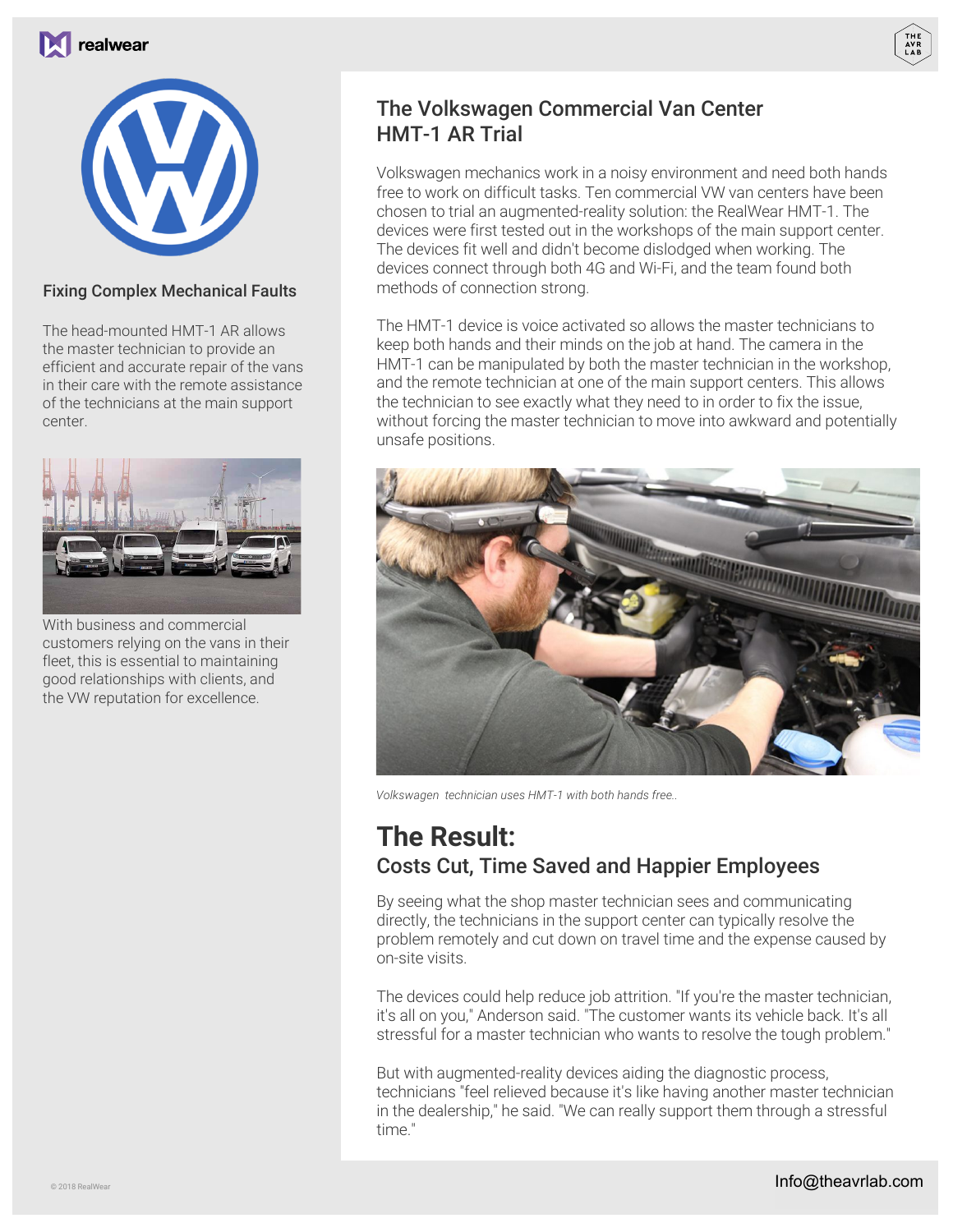## Fixing Complex Mechanical Faults

The head-mounted HMT-1 AR allows the master technician to provide an efficient and accurate repair of the vans in their care with the remote assistance of the technicians at the main support center.

With business and commercial customers relying on the vans in their fleet, this is essential to maintaining good relationships with clients, and the VW reputation for excellence.

## The Volkswagen Commercial Van Center HMT-1 AR Trial

Volkswagen mechanics work in a noisy environment and need both hands free to work on difficult tasks. Ten commercial VW van centers have been chosen to trial an augmented-reality solution: the RealWear HMT-1. The devices were first tested out in the workshops of the main support center. The devices fit well and didn't become dislodged when working. The devices connect through both 4G and Wi-Fi, and the team found both methods of connection strong.

The HMT-1 device is voice activated so allows the master technicians to keep both hands and their minds on the job at hand. The camera in the HMT-1 can be manipulated by both the master technician in the workshop, and the remote technician at one of the main support centers. This allows the technician to see exactly what they need to in order to fix the issue, without forcing the master technician to move into awkward and potentially unsafe positions.

*Volkswagen technician uses HMT-1 with both hands free..*

# The Result:

## Costs Cut, Time Saved and Happier Employees

By seeing what the shop master technician sees and communicating directly, the technicians in the support center can typically resolve the problem remotely and cut down on travel time and the expense caused by on-site visits.

The devices could help reduce job attrition. "If you're the master technician, it's all on you," Anderson said. "The customer wants its vehicle back. It's all stressful for a master technician who wants to resolve the tough problem."

But with augmented-reality devices aiding the diagnostic process, technicians "feel relieved because it's like having another master technician in the dealership," he said. "We can really support them through a stressful time."

© 2018 RealWear

Info@theavrlab.com